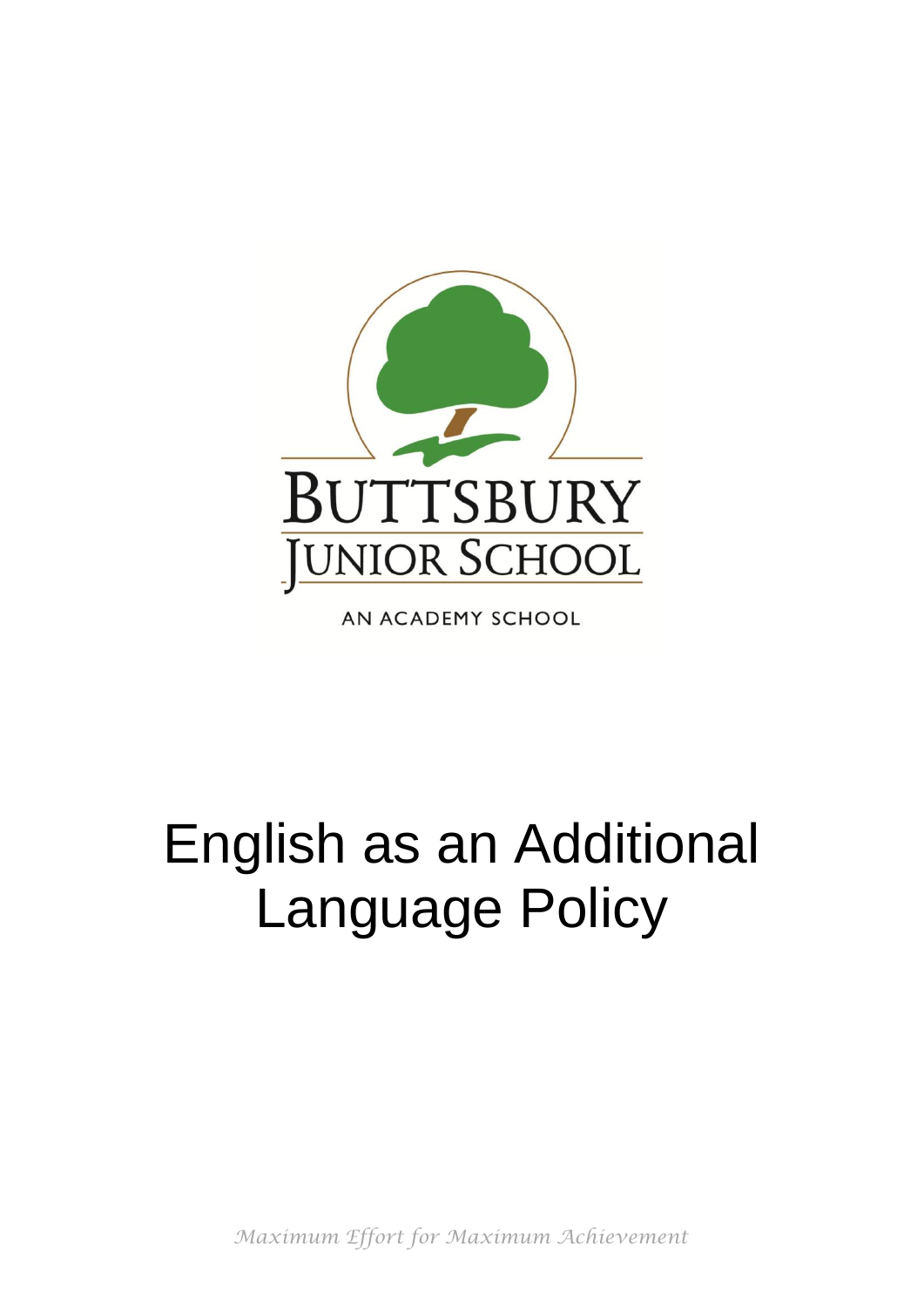BUTTSBURY
JUNIOR SCHOOL

AN ACADEMY SCHOOL

# English as an Additional Language Policy

*Maximum Effort for Maximum Achievement*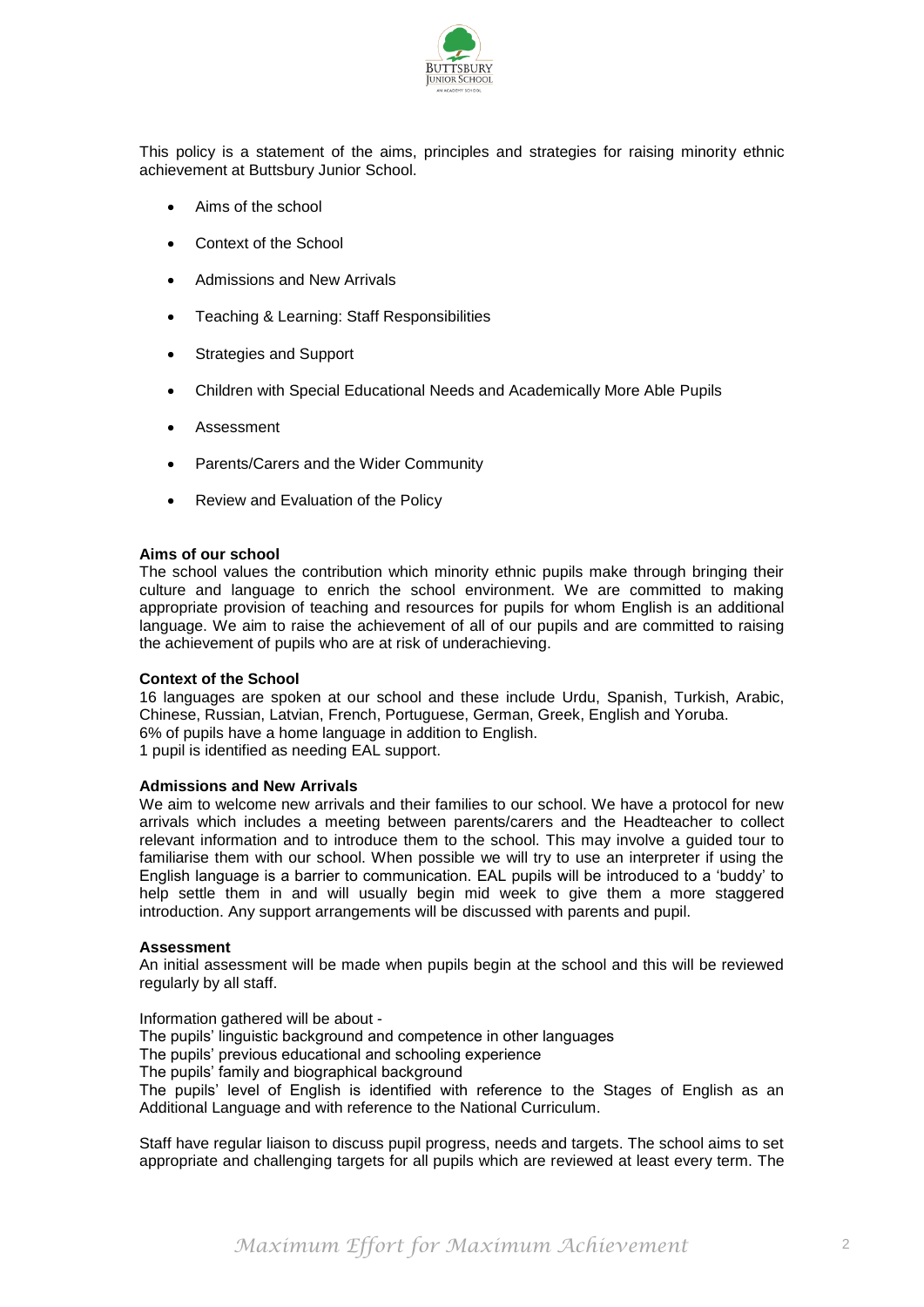This policy is a statement of the aims, principles and strategies for raising minority ethnic achievement at Buttsbury Junior School.

- Aims of the school
- Context of the School
- Admissions and New Arrivals
- Teaching & Learning: Staff Responsibilities
- Strategies and Support
- Children with Special Educational Needs and Academically More Able Pupils
- Assessment
- Parents/Carers and the Wider Community
- Review and Evaluation of the Policy

**Aims of our school**

The school values the contribution which minority ethnic pupils make through bringing their culture and language to enrich the school environment. We are committed to making appropriate provision of teaching and resources for pupils for whom English is an additional language. We aim to raise the achievement of all of our pupils and are committed to raising the achievement of pupils who are at risk of underachieving.

**Context of the School**

16 languages are spoken at our school and these include Urdu, Spanish, Turkish, Arabic, Chinese, Russian, Latvian, French, Portuguese, German, Greek, English and Yoruba.
6% of pupils have a home language in addition to English.
1 pupil is identified as needing EAL support.

**Admissions and New Arrivals**

We aim to welcome new arrivals and their families to our school. We have a protocol for new arrivals which includes a meeting between parents/carers and the Headteacher to collect relevant information and to introduce them to the school. This may involve a guided tour to familiarise them with our school. When possible we will try to use an interpreter if using the English language is a barrier to communication. EAL pupils will be introduced to a 'buddy' to help settle them in and will usually begin mid week to give them a more staggered introduction. Any support arrangements will be discussed with parents and pupil.

**Assessment**

An initial assessment will be made when pupils begin at the school and this will be reviewed regularly by all staff.

Information gathered will be about -
The pupils' linguistic background and competence in other languages
The pupils' previous educational and schooling experience
The pupils' family and biographical background
The pupils' level of English is identified with reference to the Stages of English as an Additional Language and with reference to the National Curriculum.

Staff have regular liaison to discuss pupil progress, needs and targets. The school aims to set appropriate and challenging targets for all pupils which are reviewed at least every term. The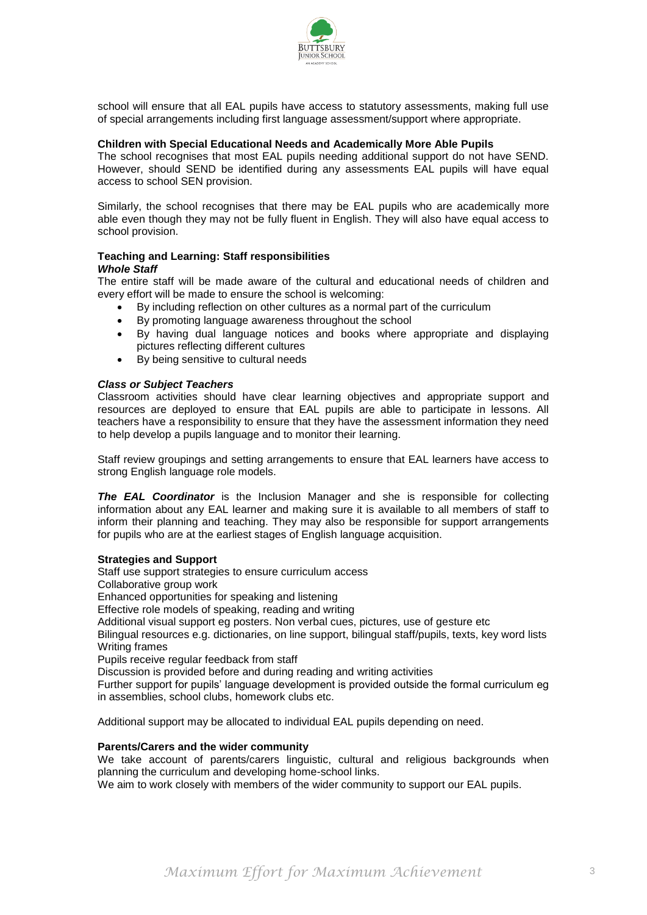school will ensure that all EAL pupils have access to statutory assessments, making full use of special arrangements including first language assessment/support where appropriate.

**Children with Special Educational Needs and Academically More Able Pupils**

The school recognises that most EAL pupils needing additional support do not have SEND. However, should SEND be identified during any assessments EAL pupils will have equal access to school SEN provision.

Similarly, the school recognises that there may be EAL pupils who are academically more able even though they may not be fully fluent in English. They will also have equal access to school provision.

**Teaching and Learning: Staff responsibilities**

***Whole Staff***

The entire staff will be made aware of the cultural and educational needs of children and every effort will be made to ensure the school is welcoming:

- By including reflection on other cultures as a normal part of the curriculum
- By promoting language awareness throughout the school
- By having dual language notices and books where appropriate and displaying pictures reflecting different cultures
- By being sensitive to cultural needs

***Class or Subject Teachers***

Classroom activities should have clear learning objectives and appropriate support and resources are deployed to ensure that EAL pupils are able to participate in lessons. All teachers have a responsibility to ensure that they have the assessment information they need to help develop a pupils language and to monitor their learning.

Staff review groupings and setting arrangements to ensure that EAL learners have access to strong English language role models.

***The EAL Coordinator*** is the Inclusion Manager and she is responsible for collecting information about any EAL learner and making sure it is available to all members of staff to inform their planning and teaching. They may also be responsible for support arrangements for pupils who are at the earliest stages of English language acquisition.

**Strategies and Support**

Staff use support strategies to ensure curriculum access
Collaborative group work
Enhanced opportunities for speaking and listening
Effective role models of speaking, reading and writing
Additional visual support eg posters. Non verbal cues, pictures, use of gesture etc
Bilingual resources e.g. dictionaries, on line support, bilingual staff/pupils, texts, key word lists
Writing frames
Pupils receive regular feedback from staff
Discussion is provided before and during reading and writing activities
Further support for pupils' language development is provided outside the formal curriculum eg in assemblies, school clubs, homework clubs etc.

Additional support may be allocated to individual EAL pupils depending on need.

**Parents/Carers and the wider community**

We take account of parents/carers linguistic, cultural and religious backgrounds when planning the curriculum and developing home-school links.
We aim to work closely with members of the wider community to support our EAL pupils.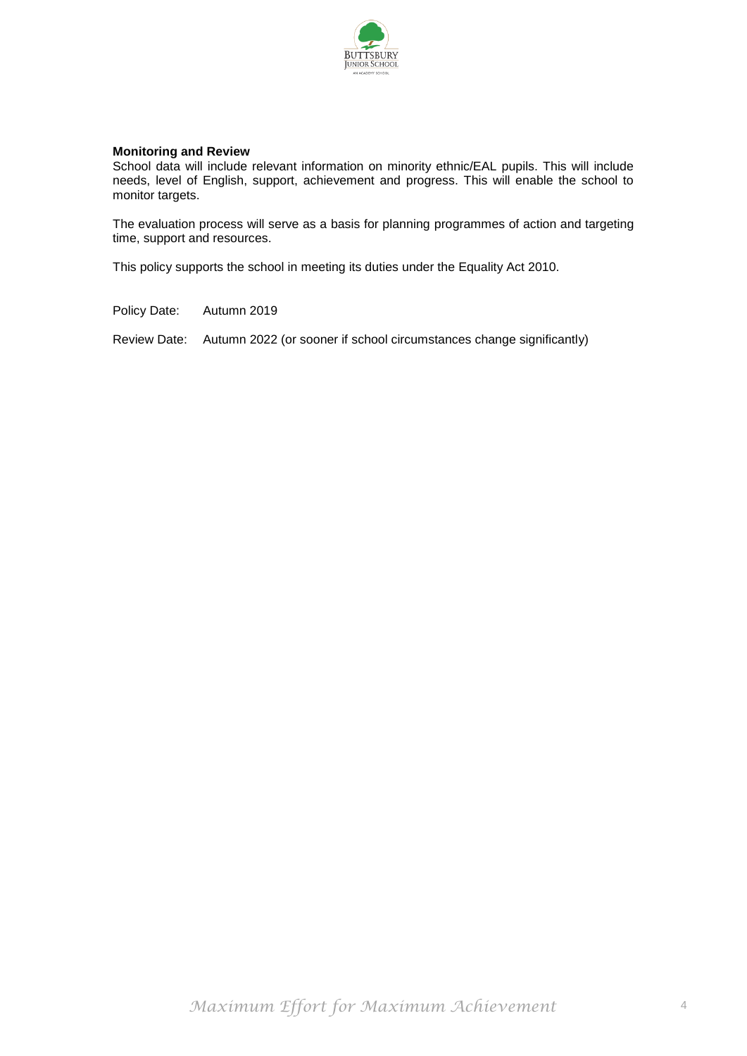**Monitoring and Review**

School data will include relevant information on minority ethnic/EAL pupils. This will include needs, level of English, support, achievement and progress. This will enable the school to monitor targets.

The evaluation process will serve as a basis for planning programmes of action and targeting time, support and resources.

This policy supports the school in meeting its duties under the Equality Act 2010.

Policy Date: Autumn 2019

Review Date: Autumn 2022 (or sooner if school circumstances change significantly)